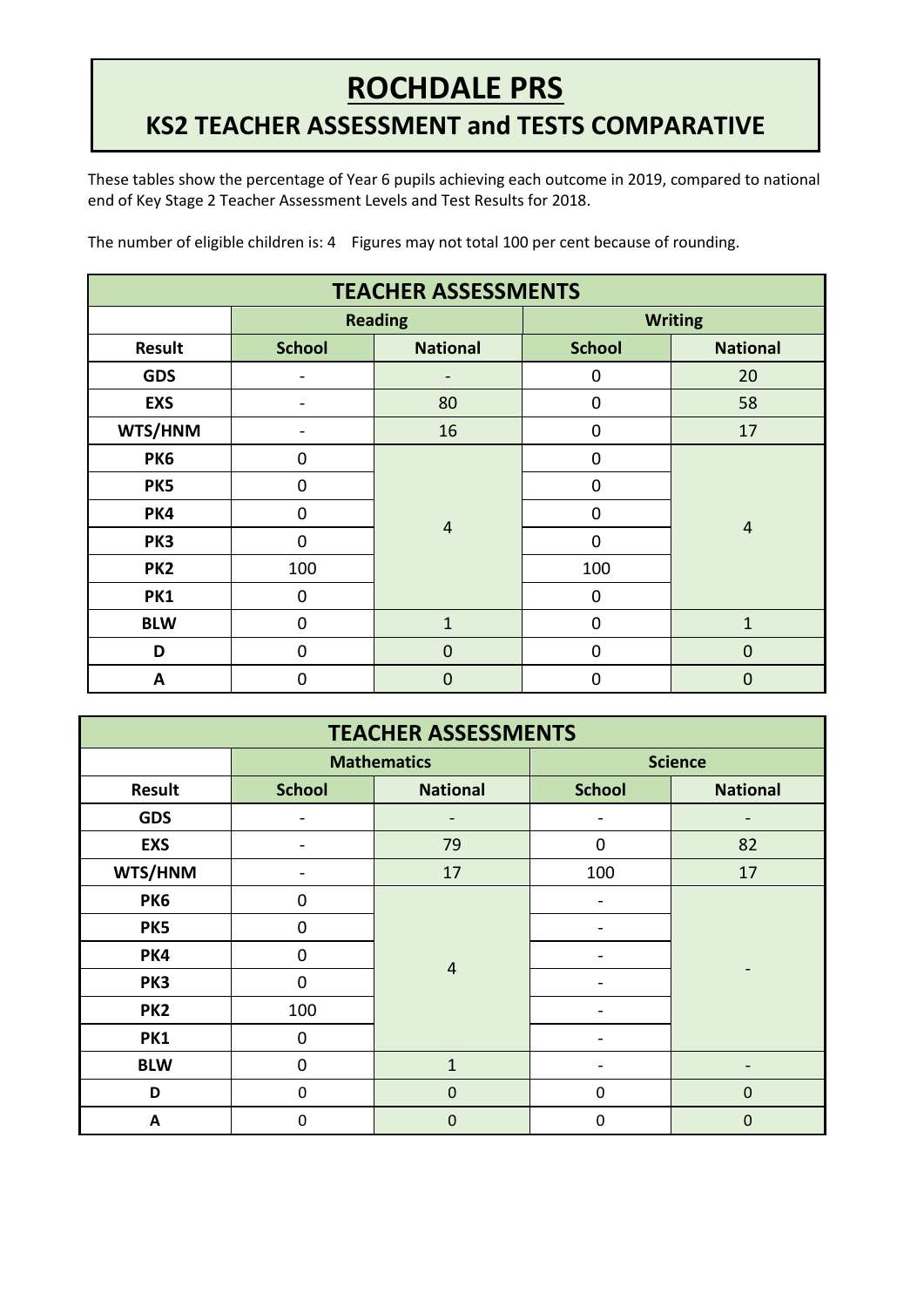# ROCHDALE PRS

## KS2 TEACHER ASSESSMENT and TESTS COMPARATIVE

These tables show the percentage of Year 6 pupils achieving each outcome in 2019, compared to national end of Key Stage 2 Teacher Assessment Levels and Test Results for 2018.

The number of eligible children is: 4    Figures may not total 100 per cent because of rounding.

| TEACHER ASSESSMENTS | | | | |
|---|---|---|---|---|
| | Reading | | Writing | |
| Result | School | National | School | National |
| GDS | - | - | 0 | 20 |
| EXS | - | 80 | 0 | 58 |
| WTS/HNM | - | 16 | 0 | 17 |
| PK6 | 0 | 4 | 0 | 4 |
| PK5 | 0 | | 0 | |
| PK4 | 0 | | 0 | |
| PK3 | 0 | | 0 | |
| PK2 | 100 | | 100 | |
| PK1 | 0 | | 0 | |
| BLW | 0 | 1 | 0 | 1 |
| D | 0 | 0 | 0 | 0 |
| A | 0 | 0 | 0 | 0 |

| TEACHER ASSESSMENTS | | | | |
|---|---|---|---|---|
| | Mathematics | | Science | |
| Result | School | National | School | National |
| GDS | - | - | - | - |
| EXS | - | 79 | 0 | 82 |
| WTS/HNM | - | 17 | 100 | 17 |
| PK6 | 0 | 4 | - | - |
| PK5 | 0 | | - | |
| PK4 | 0 | | - | |
| PK3 | 0 | | - | |
| PK2 | 100 | | - | |
| PK1 | 0 | | - | |
| BLW | 0 | 1 | - | - |
| D | 0 | 0 | 0 | 0 |
| A | 0 | 0 | 0 | 0 |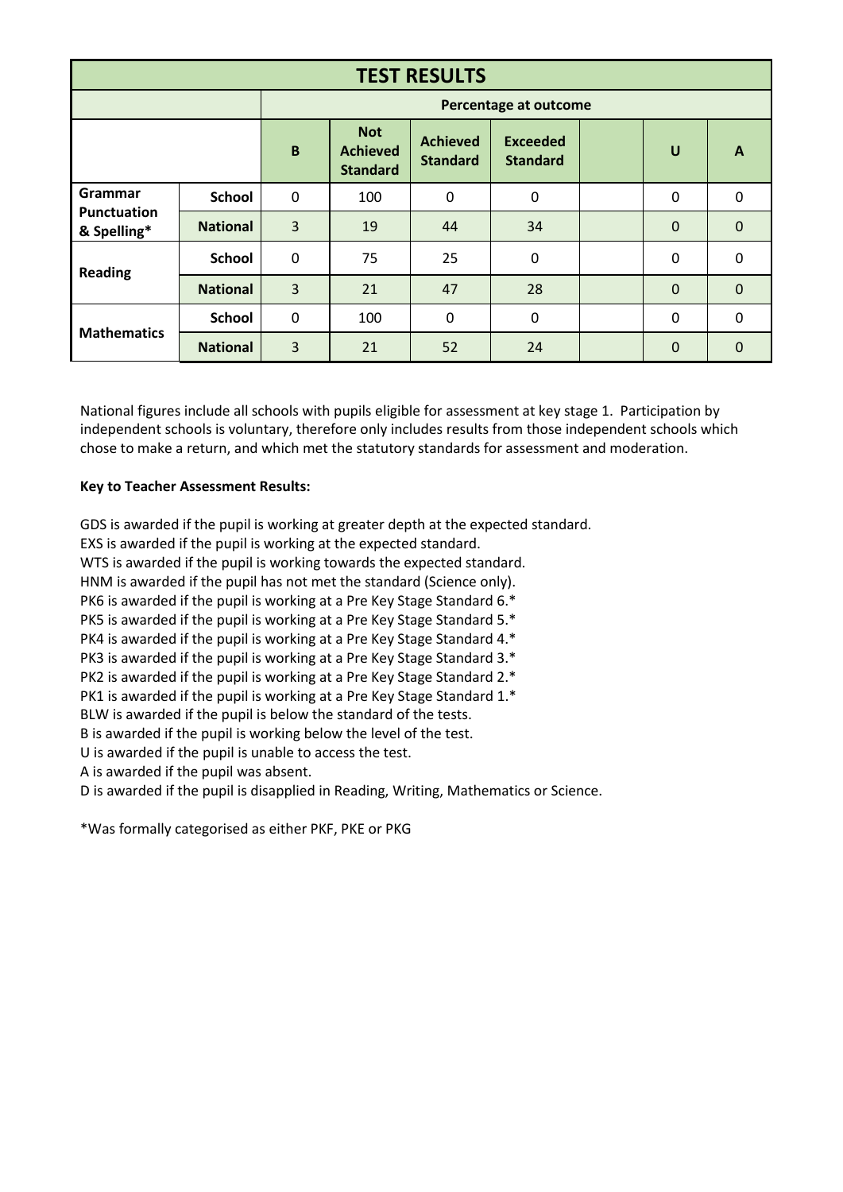| TEST RESULTS | | | | | | | | |
|---|---|---|---|---|---|---|---|---|
| | | Percentage at outcome | | | | | | |
| | | B | Not Achieved Standard | Achieved Standard | Exceeded Standard | | U | A |
| Grammar Punctuation & Spelling* | School | 0 | 100 | 0 | 0 | | 0 | 0 |
| | National | 3 | 19 | 44 | 34 | | 0 | 0 |
| Reading | School | 0 | 75 | 25 | 0 | | 0 | 0 |
| | National | 3 | 21 | 47 | 28 | | 0 | 0 |
| Mathematics | School | 0 | 100 | 0 | 0 | | 0 | 0 |
| | National | 3 | 21 | 52 | 24 | | 0 | 0 |

National figures include all schools with pupils eligible for assessment at key stage 1. Participation by independent schools is voluntary, therefore only includes results from those independent schools which chose to make a return, and which met the statutory standards for assessment and moderation.

**Key to Teacher Assessment Results:**

GDS is awarded if the pupil is working at greater depth at the expected standard.
EXS is awarded if the pupil is working at the expected standard.
WTS is awarded if the pupil is working towards the expected standard.
HNM is awarded if the pupil has not met the standard (Science only).
PK6 is awarded if the pupil is working at a Pre Key Stage Standard 6.*
PK5 is awarded if the pupil is working at a Pre Key Stage Standard 5.*
PK4 is awarded if the pupil is working at a Pre Key Stage Standard 4.*
PK3 is awarded if the pupil is working at a Pre Key Stage Standard 3.*
PK2 is awarded if the pupil is working at a Pre Key Stage Standard 2.*
PK1 is awarded if the pupil is working at a Pre Key Stage Standard 1.*
BLW is awarded if the pupil is below the standard of the tests.
B is awarded if the pupil is working below the level of the test.
U is awarded if the pupil is unable to access the test.
A is awarded if the pupil was absent.
D is awarded if the pupil is disapplied in Reading, Writing, Mathematics or Science.

*Was formally categorised as either PKF, PKE or PKG